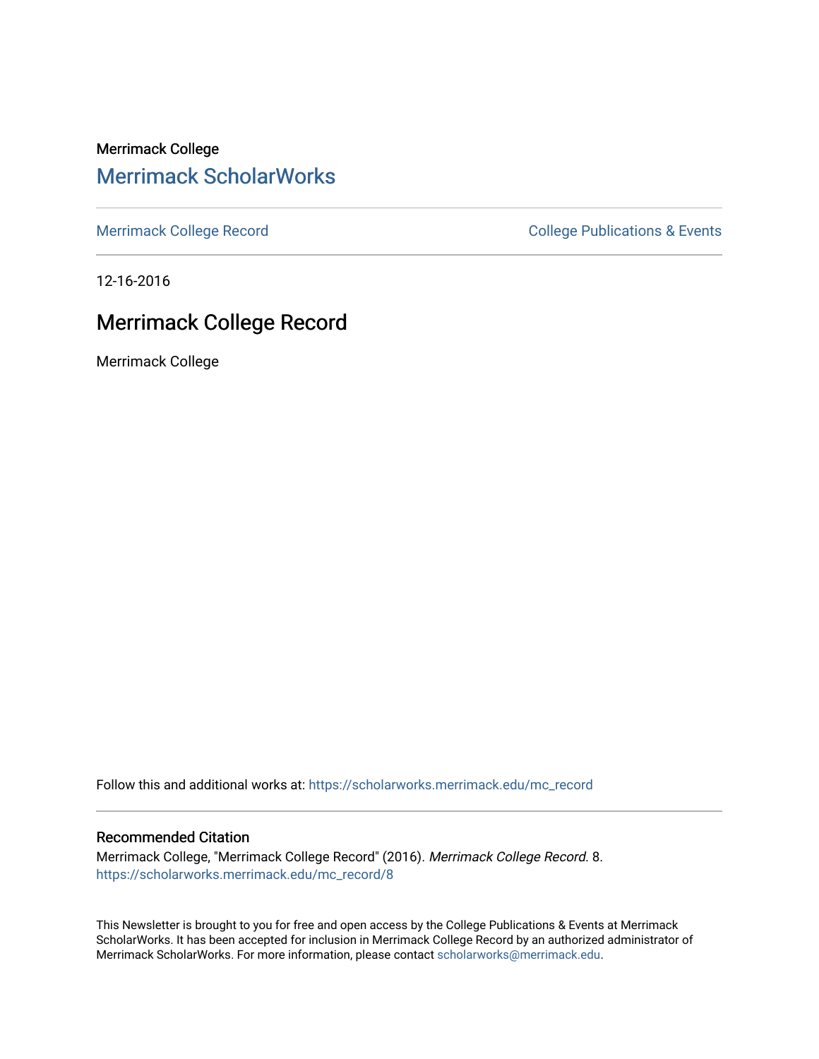Merrimack College

# Merrimack ScholarWorks

Merrimack College Record

College Publications & Events

12-16-2016

## Merrimack College Record

Merrimack College

Follow this and additional works at: https://scholarworks.merrimack.edu/mc_record

### Recommended Citation

Merrimack College, "Merrimack College Record" (2016). *Merrimack College Record*. 8.
https://scholarworks.merrimack.edu/mc_record/8

This Newsletter is brought to you for free and open access by the College Publications & Events at Merrimack ScholarWorks. It has been accepted for inclusion in Merrimack College Record by an authorized administrator of Merrimack ScholarWorks. For more information, please contact scholarworks@merrimack.edu.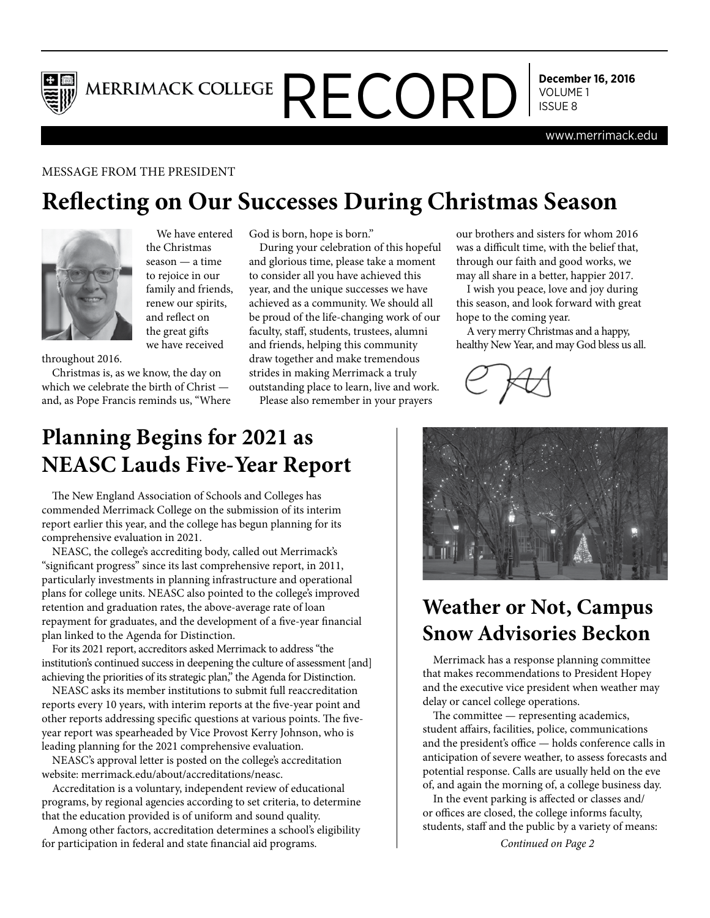# MERRIMACK COLLEGE RECORD

**December 16, 2016**
VOLUME 1
ISSUE 8

www.merrimack.edu

MESSAGE FROM THE PRESIDENT

## Reflecting on Our Successes During Christmas Season

We have entered the Christmas season — a time to rejoice in our family and friends, renew our spirits, and reflect on the great gifts we have received throughout 2016.

Christmas is, as we know, the day on which we celebrate the birth of Christ — and, as Pope Francis reminds us, "Where God is born, hope is born."

During your celebration of this hopeful and glorious time, please take a moment to consider all you have achieved this year, and the unique successes we have achieved as a community. We should all be proud of the life-changing work of our faculty, staff, students, trustees, alumni and friends, helping this community draw together and make tremendous strides in making Merrimack a truly outstanding place to learn, live and work.

Please also remember in your prayers our brothers and sisters for whom 2016 was a difficult time, with the belief that, through our faith and good works, we may all share in a better, happier 2017.

I wish you peace, love and joy during this season, and look forward with great hope to the coming year.

A very merry Christmas and a happy, healthy New Year, and may God bless us all.

## Planning Begins for 2021 as NEASC Lauds Five-Year Report

The New England Association of Schools and Colleges has commended Merrimack College on the submission of its interim report earlier this year, and the college has begun planning for its comprehensive evaluation in 2021.

NEASC, the college's accrediting body, called out Merrimack's "significant progress" since its last comprehensive report, in 2011, particularly investments in planning infrastructure and operational plans for college units. NEASC also pointed to the college's improved retention and graduation rates, the above-average rate of loan repayment for graduates, and the development of a five-year financial plan linked to the Agenda for Distinction.

For its 2021 report, accreditors asked Merrimack to address "the institution's continued success in deepening the culture of assessment [and] achieving the priorities of its strategic plan," the Agenda for Distinction.

NEASC asks its member institutions to submit full reaccreditation reports every 10 years, with interim reports at the five-year point and other reports addressing specific questions at various points. The five-year report was spearheaded by Vice Provost Kerry Johnson, who is leading planning for the 2021 comprehensive evaluation.

NEASC's approval letter is posted on the college's accreditation website: merrimack.edu/about/accreditations/neasc.

Accreditation is a voluntary, independent review of educational programs, by regional agencies according to set criteria, to determine that the education provided is of uniform and sound quality.

Among other factors, accreditation determines a school's eligibility for participation in federal and state financial aid programs.

## Weather or Not, Campus Snow Advisories Beckon

Merrimack has a response planning committee that makes recommendations to President Hopey and the executive vice president when weather may delay or cancel college operations.

The committee — representing academics, student affairs, facilities, police, communications and the president's office — holds conference calls in anticipation of severe weather, to assess forecasts and potential response. Calls are usually held on the eve of, and again the morning of, a college business day.

In the event parking is affected or classes and/or offices are closed, the college informs faculty, students, staff and the public by a variety of means:

*Continued on Page 2*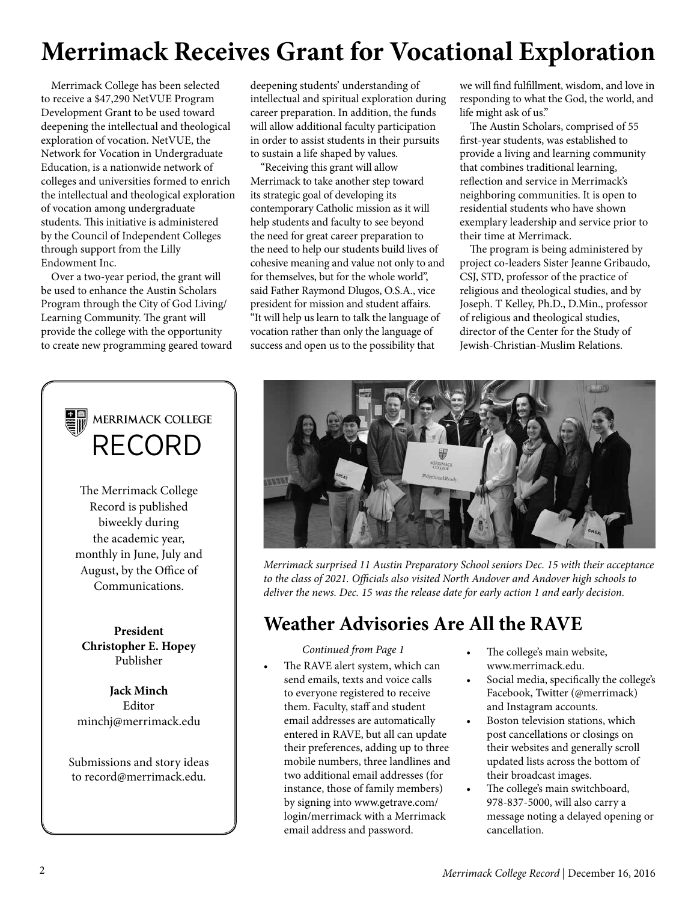# Merrimack Receives Grant for Vocational Exploration

Merrimack College has been selected to receive a $47,290 NetVUE Program Development Grant to be used toward deepening the intellectual and theological exploration of vocation. NetVUE, the Network for Vocation in Undergraduate Education, is a nationwide network of colleges and universities formed to enrich the intellectual and theological exploration of vocation among undergraduate students. This initiative is administered by the Council of Independent Colleges through support from the Lilly Endowment Inc.

Over a two-year period, the grant will be used to enhance the Austin Scholars Program through the City of God Living/Learning Community. The grant will provide the college with the opportunity to create new programming geared toward deepening students' understanding of intellectual and spiritual exploration during career preparation. In addition, the funds will allow additional faculty participation in order to assist students in their pursuits to sustain a life shaped by values.

"Receiving this grant will allow Merrimack to take another step toward its strategic goal of developing its contemporary Catholic mission as it will help students and faculty to see beyond the need for great career preparation to the need to help our students build lives of cohesive meaning and value not only to and for themselves, but for the whole world", said Father Raymond Dlugos, O.S.A., vice president for mission and student affairs. "It will help us learn to talk the language of vocation rather than only the language of success and open us to the possibility that we will find fulfillment, wisdom, and love in responding to what the God, the world, and life might ask of us."

The Austin Scholars, comprised of 55 first-year students, was established to provide a living and learning community that combines traditional learning, reflection and service in Merrimack's neighboring communities. It is open to residential students who have shown exemplary leadership and service prior to their time at Merrimack.

The program is being administered by project co-leaders Sister Jeanne Gribaudo, CSJ, STD, professor of the practice of religious and theological studies, and by Joseph. T Kelley, Ph.D., D.Min., professor of religious and theological studies, director of the Center for the Study of Jewish-Christian-Muslim Relations.

MERRIMACK COLLEGE
RECORD

The Merrimack College Record is published biweekly during the academic year, monthly in June, July and August, by the Office of Communications.

**President**
**Christopher E. Hopey**
Publisher

**Jack Minch**
Editor
minchj@merrimack.edu

Submissions and story ideas to record@merrimack.edu.

*Merrimack surprised 11 Austin Preparatory School seniors Dec. 15 with their acceptance to the class of 2021. Officials also visited North Andover and Andover high schools to deliver the news. Dec. 15 was the release date for early action 1 and early decision.*

## Weather Advisories Are All the RAVE

*Continued from Page 1*

- The RAVE alert system, which can send emails, texts and voice calls to everyone registered to receive them. Faculty, staff and student email addresses are automatically entered in RAVE, but all can update their preferences, adding up to three mobile numbers, three landlines and two additional email addresses (for instance, those of family members) by signing into www.getrave.com/login/merrimack with a Merrimack email address and password.
- The college's main website, www.merrimack.edu.
- Social media, specifically the college's Facebook, Twitter (@merrimack) and Instagram accounts.
- Boston television stations, which post cancellations or closings on their websites and generally scroll updated lists across the bottom of their broadcast images.
- The college's main switchboard, 978-837-5000, will also carry a message noting a delayed opening or cancellation.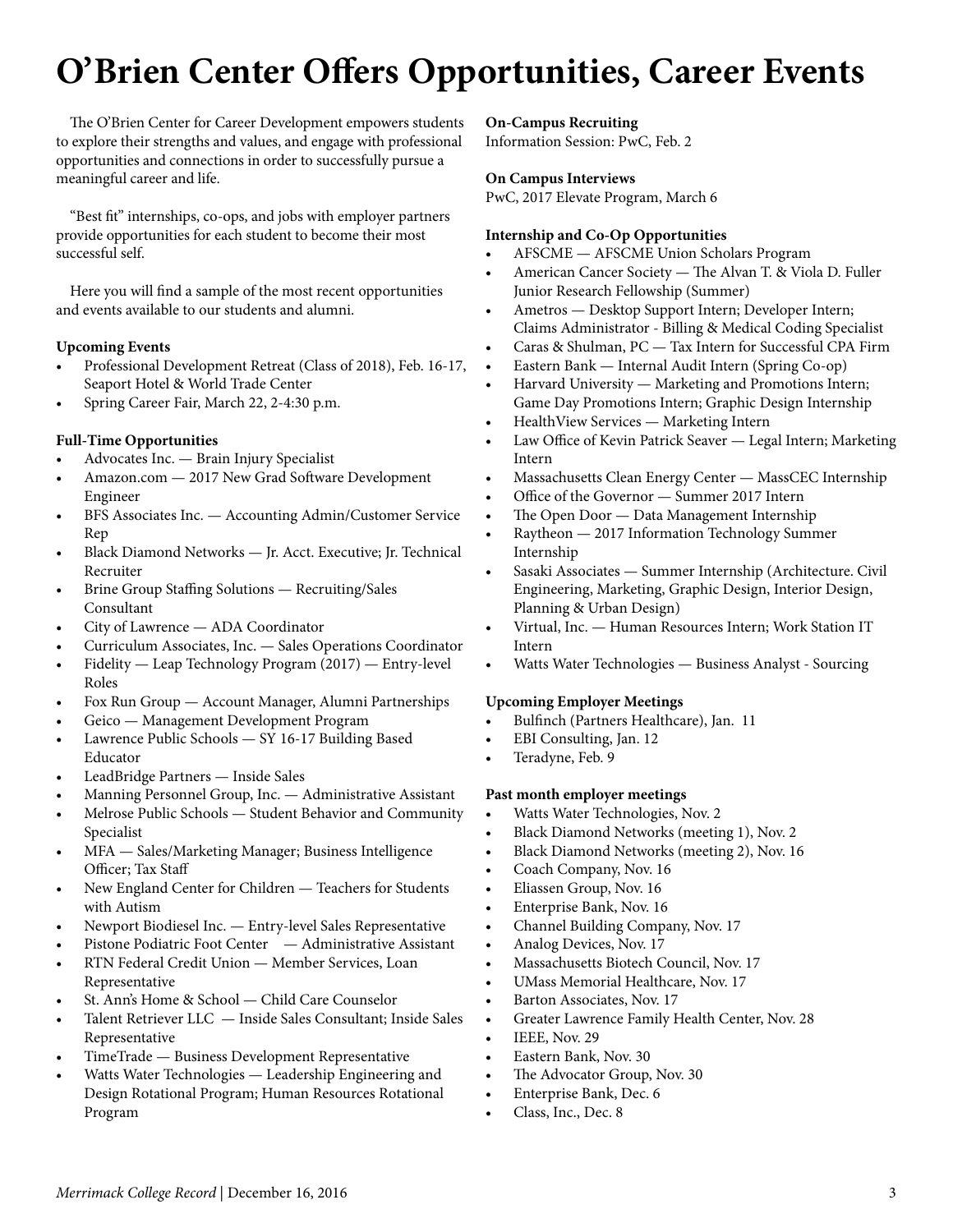# O'Brien Center Offers Opportunities, Career Events

The O'Brien Center for Career Development empowers students to explore their strengths and values, and engage with professional opportunities and connections in order to successfully pursue a meaningful career and life.

"Best fit" internships, co-ops, and jobs with employer partners provide opportunities for each student to become their most successful self.

Here you will find a sample of the most recent opportunities and events available to our students and alumni.

**Upcoming Events**

- Professional Development Retreat (Class of 2018), Feb. 16-17, Seaport Hotel & World Trade Center
- Spring Career Fair, March 22, 2-4:30 p.m.

**Full-Time Opportunities**

- Advocates Inc. — Brain Injury Specialist
- Amazon.com — 2017 New Grad Software Development Engineer
- BFS Associates Inc. — Accounting Admin/Customer Service Rep
- Black Diamond Networks — Jr. Acct. Executive; Jr. Technical Recruiter
- Brine Group Staffing Solutions — Recruiting/Sales Consultant
- City of Lawrence — ADA Coordinator
- Curriculum Associates, Inc. — Sales Operations Coordinator
- Fidelity — Leap Technology Program (2017) — Entry-level Roles
- Fox Run Group — Account Manager, Alumni Partnerships
- Geico — Management Development Program
- Lawrence Public Schools — SY 16-17 Building Based Educator
- LeadBridge Partners — Inside Sales
- Manning Personnel Group, Inc. — Administrative Assistant
- Melrose Public Schools — Student Behavior and Community Specialist
- MFA — Sales/Marketing Manager; Business Intelligence Officer; Tax Staff
- New England Center for Children — Teachers for Students with Autism
- Newport Biodiesel Inc. — Entry-level Sales Representative
- Pistone Podiatric Foot Center — Administrative Assistant
- RTN Federal Credit Union — Member Services, Loan Representative
- St. Ann's Home & School — Child Care Counselor
- Talent Retriever LLC — Inside Sales Consultant; Inside Sales Representative
- TimeTrade — Business Development Representative
- Watts Water Technologies — Leadership Engineering and Design Rotational Program; Human Resources Rotational Program

**On-Campus Recruiting**

Information Session: PwC, Feb. 2

**On Campus Interviews**

PwC, 2017 Elevate Program, March 6

**Internship and Co-Op Opportunities**

- AFSCME — AFSCME Union Scholars Program
- American Cancer Society — The Alvan T. & Viola D. Fuller Junior Research Fellowship (Summer)
- Ametros — Desktop Support Intern; Developer Intern; Claims Administrator - Billing & Medical Coding Specialist
- Caras & Shulman, PC — Tax Intern for Successful CPA Firm
- Eastern Bank — Internal Audit Intern (Spring Co-op)
- Harvard University — Marketing and Promotions Intern; Game Day Promotions Intern; Graphic Design Internship
- HealthView Services — Marketing Intern
- Law Office of Kevin Patrick Seaver — Legal Intern; Marketing Intern
- Massachusetts Clean Energy Center — MassCEC Internship
- Office of the Governor — Summer 2017 Intern
- The Open Door — Data Management Internship
- Raytheon — 2017 Information Technology Summer Internship
- Sasaki Associates — Summer Internship (Architecture. Civil Engineering, Marketing, Graphic Design, Interior Design, Planning & Urban Design)
- Virtual, Inc. — Human Resources Intern; Work Station IT Intern
- Watts Water Technologies — Business Analyst - Sourcing

**Upcoming Employer Meetings**

- Bulfinch (Partners Healthcare), Jan. 11
- EBI Consulting, Jan. 12
- Teradyne, Feb. 9

**Past month employer meetings**

- Watts Water Technologies, Nov. 2
- Black Diamond Networks (meeting 1), Nov. 2
- Black Diamond Networks (meeting 2), Nov. 16
- Coach Company, Nov. 16
- Eliassen Group, Nov. 16
- Enterprise Bank, Nov. 16
- Channel Building Company, Nov. 17
- Analog Devices, Nov. 17
- Massachusetts Biotech Council, Nov. 17
- UMass Memorial Healthcare, Nov. 17
- Barton Associates, Nov. 17
- Greater Lawrence Family Health Center, Nov. 28
- IEEE, Nov. 29
- Eastern Bank, Nov. 30
- The Advocator Group, Nov. 30
- Enterprise Bank, Dec. 6
- Class, Inc., Dec. 8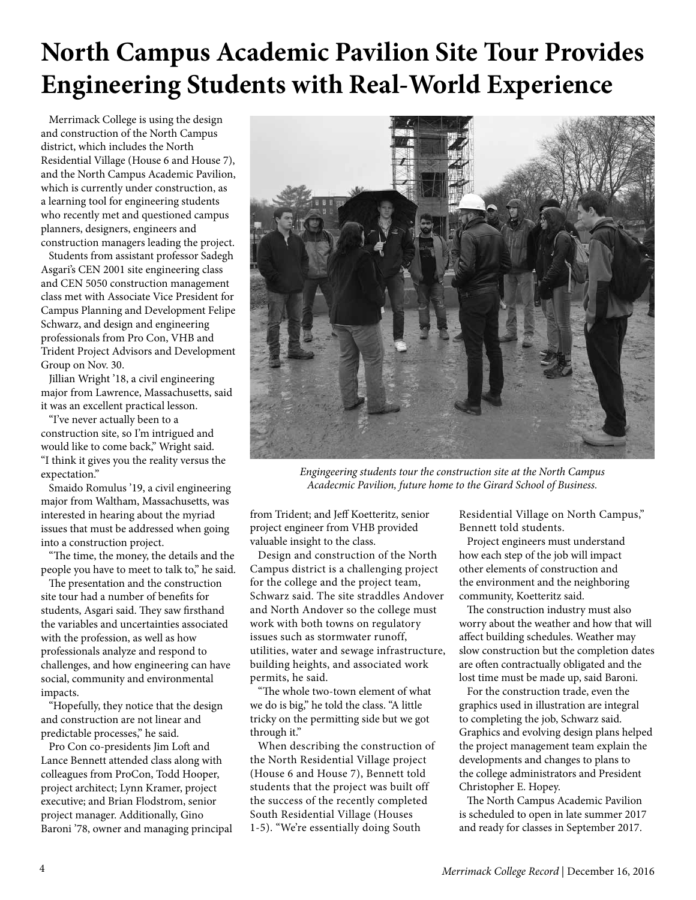# North Campus Academic Pavilion Site Tour Provides Engineering Students with Real-World Experience

Merrimack College is using the design and construction of the North Campus district, which includes the North Residential Village (House 6 and House 7), and the North Campus Academic Pavilion, which is currently under construction, as a learning tool for engineering students who recently met and questioned campus planners, designers, engineers and construction managers leading the project.

Students from assistant professor Sadegh Asgari's CEN 2001 site engineering class and CEN 5050 construction management class met with Associate Vice President for Campus Planning and Development Felipe Schwarz, and design and engineering professionals from Pro Con, VHB and Trident Project Advisors and Development Group on Nov. 30.

Jillian Wright '18, a civil engineering major from Lawrence, Massachusetts, said it was an excellent practical lesson.

"I've never actually been to a construction site, so I'm intrigued and would like to come back," Wright said. "I think it gives you the reality versus the expectation."

Smaido Romulus '19, a civil engineering major from Waltham, Massachusetts, was interested in hearing about the myriad issues that must be addressed when going into a construction project.

"The time, the money, the details and the people you have to meet to talk to," he said.

The presentation and the construction site tour had a number of benefits for students, Asgari said. They saw firsthand the variables and uncertainties associated with the profession, as well as how professionals analyze and respond to challenges, and how engineering can have social, community and environmental impacts.

"Hopefully, they notice that the design and construction are not linear and predictable processes," he said.

Pro Con co-presidents Jim Loft and Lance Bennett attended class along with colleagues from ProCon, Todd Hooper, project architect; Lynn Kramer, project executive; and Brian Flodstrom, senior project manager. Additionally, Gino Baroni '78, owner and managing principal from Trident; and Jeff Koetteritz, senior project engineer from VHB provided valuable insight to the class.

*Engingeering students tour the construction site at the North Campus Acadecmic Pavilion, future home to the Girard School of Business.*

Design and construction of the North Campus district is a challenging project for the college and the project team, Schwarz said. The site straddles Andover and North Andover so the college must work with both towns on regulatory issues such as stormwater runoff, utilities, water and sewage infrastructure, building heights, and associated work permits, he said.

"The whole two-town element of what we do is big," he told the class. "A little tricky on the permitting side but we got through it."

When describing the construction of the North Residential Village project (House 6 and House 7), Bennett told students that the project was built off the success of the recently completed South Residential Village (Houses 1-5). "We're essentially doing South Residential Village on North Campus," Bennett told students.

Project engineers must understand how each step of the job will impact other elements of construction and the environment and the neighboring community, Koetteritz said.

The construction industry must also worry about the weather and how that will affect building schedules. Weather may slow construction but the completion dates are often contractually obligated and the lost time must be made up, said Baroni.

For the construction trade, even the graphics used in illustration are integral to completing the job, Schwarz said. Graphics and evolving design plans helped the project management team explain the developments and changes to plans to the college administrators and President Christopher E. Hopey.

The North Campus Academic Pavilion is scheduled to open in late summer 2017 and ready for classes in September 2017.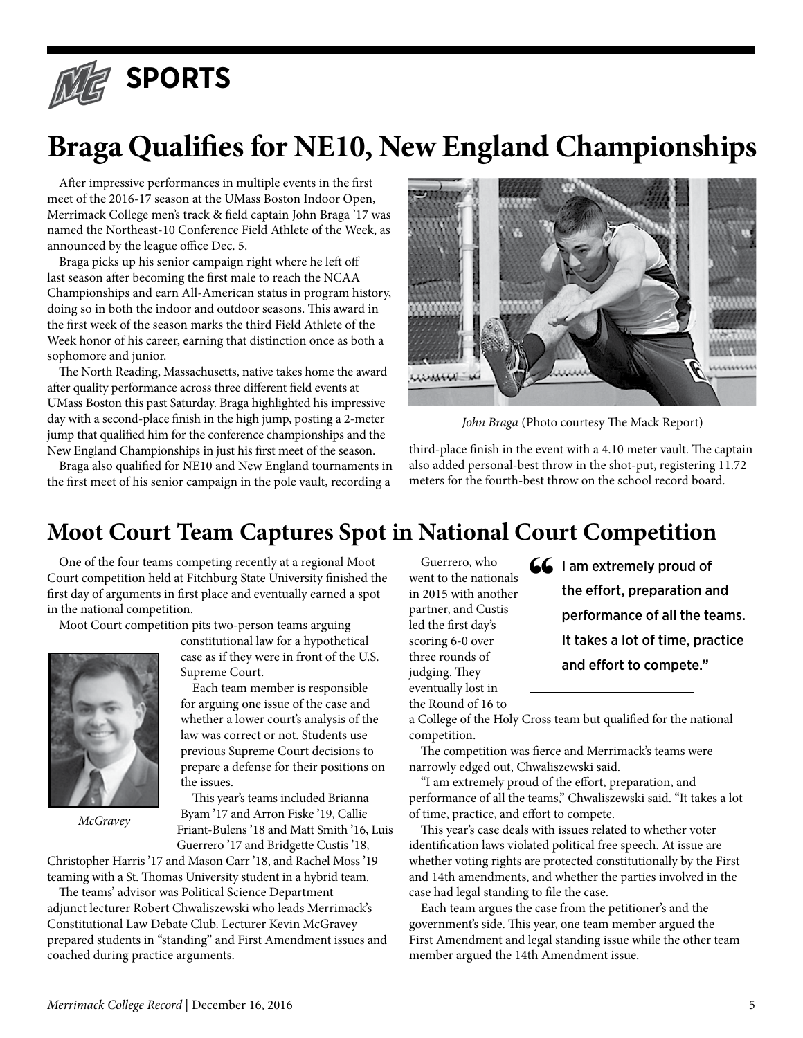# SPORTS

## Braga Qualifies for NE10, New England Championships

After impressive performances in multiple events in the first meet of the 2016-17 season at the UMass Boston Indoor Open, Merrimack College men's track & field captain John Braga '17 was named the Northeast-10 Conference Field Athlete of the Week, as announced by the league office Dec. 5.

Braga picks up his senior campaign right where he left off last season after becoming the first male to reach the NCAA Championships and earn All-American status in program history, doing so in both the indoor and outdoor seasons. This award in the first week of the season marks the third Field Athlete of the Week honor of his career, earning that distinction once as both a sophomore and junior.

The North Reading, Massachusetts, native takes home the award after quality performance across three different field events at UMass Boston this past Saturday. Braga highlighted his impressive day with a second-place finish in the high jump, posting a 2-meter jump that qualified him for the conference championships and the New England Championships in just his first meet of the season.

Braga also qualified for NE10 and New England tournaments in the first meet of his senior campaign in the pole vault, recording a third-place finish in the event with a 4.10 meter vault. The captain also added personal-best throw in the shot-put, registering 11.72 meters for the fourth-best throw on the school record board.

*John Braga* (Photo courtesy The Mack Report)

## Moot Court Team Captures Spot in National Court Competition

One of the four teams competing recently at a regional Moot Court competition held at Fitchburg State University finished the first day of arguments in first place and eventually earned a spot in the national competition.

Moot Court competition pits two-person teams arguing constitutional law for a hypothetical case as if they were in front of the U.S. Supreme Court.

Each team member is responsible for arguing one issue of the case and whether a lower court's analysis of the law was correct or not. Students use previous Supreme Court decisions to prepare a defense for their positions on the issues.

This year's teams included Brianna Byam '17 and Arron Fiske '19, Callie Friant-Bulens '18 and Matt Smith '16, Luis Guerrero '17 and Bridgette Custis '18, Christopher Harris '17 and Mason Carr '18, and Rachel Moss '19 teaming with a St. Thomas University student in a hybrid team.

*McGravey*

The teams' advisor was Political Science Department adjunct lecturer Robert Chwaliszewski who leads Merrimack's Constitutional Law Debate Club. Lecturer Kevin McGravey prepared students in "standing" and First Amendment issues and coached during practice arguments.

Guerrero, who went to the nationals in 2015 with another partner, and Custis led the first day's scoring 6-0 over three rounds of judging. They eventually lost in the Round of 16 to a College of the Holy Cross team but qualified for the national competition.

> "I am extremely proud of the effort, preparation and performance of all the teams. It takes a lot of time, practice and effort to compete."

The competition was fierce and Merrimack's teams were narrowly edged out, Chwaliszewski said.

"I am extremely proud of the effort, preparation, and performance of all the teams," Chwaliszewski said. "It takes a lot of time, practice, and effort to compete.

This year's case deals with issues related to whether voter identification laws violated political free speech. At issue are whether voting rights are protected constitutionally by the First and 14th amendments, and whether the parties involved in the case had legal standing to file the case.

Each team argues the case from the petitioner's and the government's side. This year, one team member argued the First Amendment and legal standing issue while the other team member argued the 14th Amendment issue.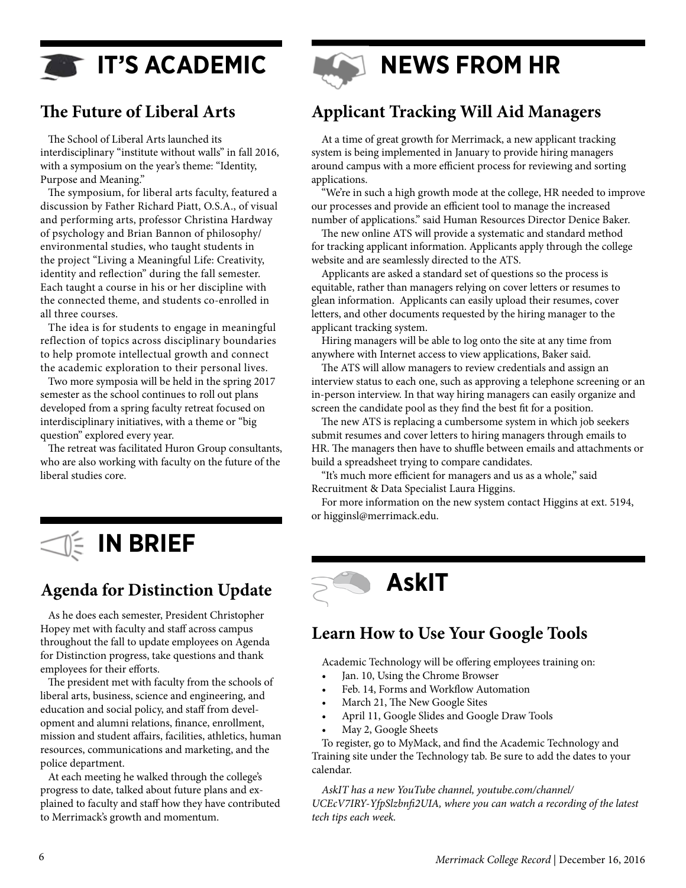# IT'S ACADEMIC

## The Future of Liberal Arts

The School of Liberal Arts launched its interdisciplinary "institute without walls" in fall 2016, with a symposium on the year's theme: "Identity, Purpose and Meaning."

The symposium, for liberal arts faculty, featured a discussion by Father Richard Piatt, O.S.A., of visual and performing arts, professor Christina Hardway of psychology and Brian Bannon of philosophy/environmental studies, who taught students in the project "Living a Meaningful Life: Creativity, identity and reflection" during the fall semester. Each taught a course in his or her discipline with the connected theme, and students co-enrolled in all three courses.

The idea is for students to engage in meaningful reflection of topics across disciplinary boundaries to help promote intellectual growth and connect the academic exploration to their personal lives.

Two more symposia will be held in the spring 2017 semester as the school continues to roll out plans developed from a spring faculty retreat focused on interdisciplinary initiatives, with a theme or "big question" explored every year.

The retreat was facilitated Huron Group consultants, who are also working with faculty on the future of the liberal studies core.

# IN BRIEF

## Agenda for Distinction Update

As he does each semester, President Christopher Hopey met with faculty and staff across campus throughout the fall to update employees on Agenda for Distinction progress, take questions and thank employees for their efforts.

The president met with faculty from the schools of liberal arts, business, science and engineering, and education and social policy, and staff from development and alumni relations, finance, enrollment, mission and student affairs, facilities, athletics, human resources, communications and marketing, and the police department.

At each meeting he walked through the college's progress to date, talked about future plans and explained to faculty and staff how they have contributed to Merrimack's growth and momentum.

# NEWS FROM HR

## Applicant Tracking Will Aid Managers

At a time of great growth for Merrimack, a new applicant tracking system is being implemented in January to provide hiring managers around campus with a more efficient process for reviewing and sorting applications.

"We're in such a high growth mode at the college, HR needed to improve our processes and provide an efficient tool to manage the increased number of applications." said Human Resources Director Denice Baker.

The new online ATS will provide a systematic and standard method for tracking applicant information. Applicants apply through the college website and are seamlessly directed to the ATS.

Applicants are asked a standard set of questions so the process is equitable, rather than managers relying on cover letters or resumes to glean information. Applicants can easily upload their resumes, cover letters, and other documents requested by the hiring manager to the applicant tracking system.

Hiring managers will be able to log onto the site at any time from anywhere with Internet access to view applications, Baker said.

The ATS will allow managers to review credentials and assign an interview status to each one, such as approving a telephone screening or an in-person interview. In that way hiring managers can easily organize and screen the candidate pool as they find the best fit for a position.

The new ATS is replacing a cumbersome system in which job seekers submit resumes and cover letters to hiring managers through emails to HR. The managers then have to shuffle between emails and attachments or build a spreadsheet trying to compare candidates.

"It's much more efficient for managers and us as a whole," said Recruitment & Data Specialist Laura Higgins.

For more information on the new system contact Higgins at ext. 5194, or higginsl@merrimack.edu.

# AskIT

## Learn How to Use Your Google Tools

Academic Technology will be offering employees training on:

- Jan. 10, Using the Chrome Browser
- Feb. 14, Forms and Workflow Automation
- March 21, The New Google Sites
- April 11, Google Slides and Google Draw Tools
- May 2, Google Sheets

To register, go to MyMack, and find the Academic Technology and Training site under the Technology tab. Be sure to add the dates to your calendar.

*AskIT has a new YouTube channel, youtube.com/channel/UCEcV7IRY-YfpSlzbnfi2UIA, where you can watch a recording of the latest tech tips each week.*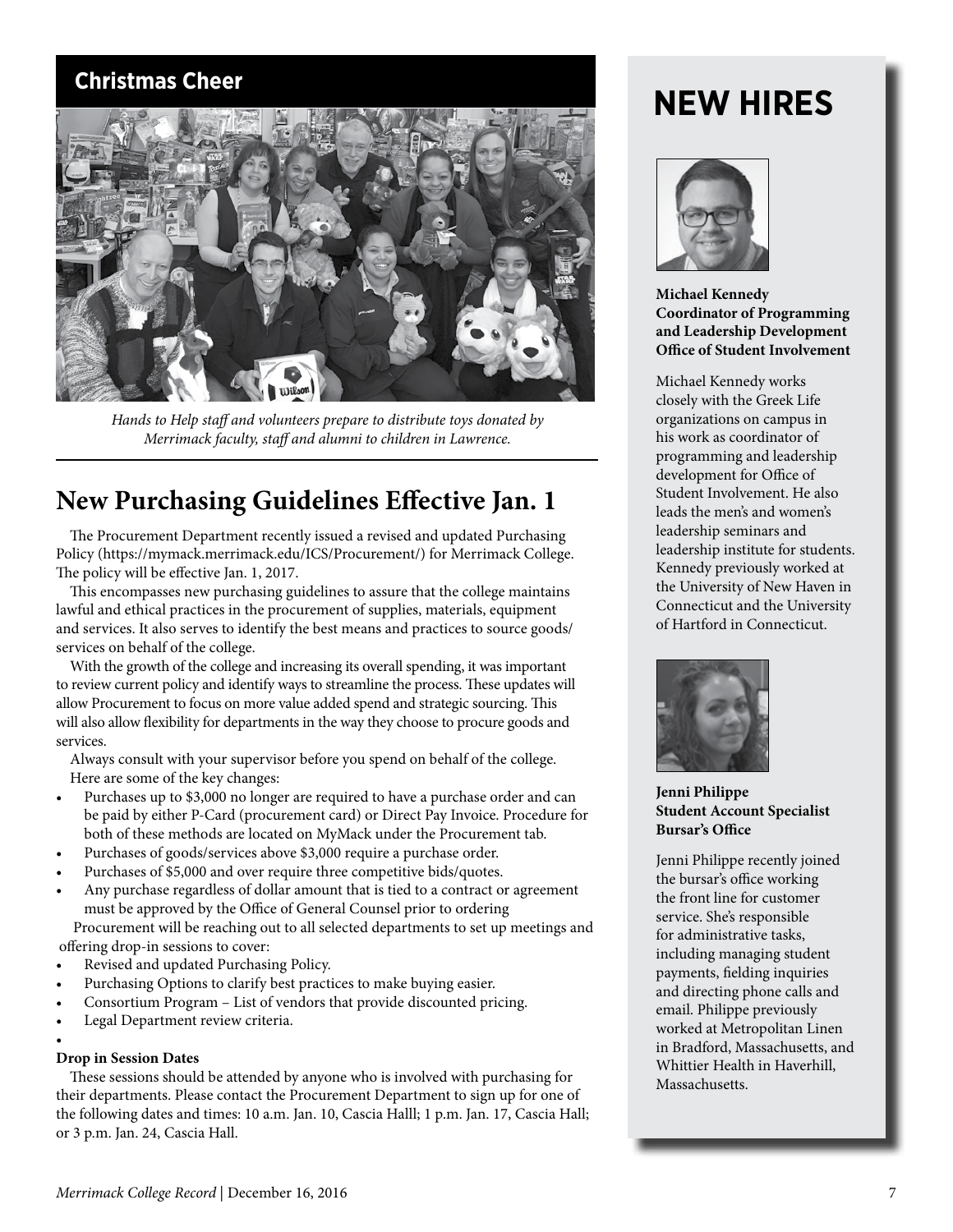## Christmas Cheer

*Hands to Help staff and volunteers prepare to distribute toys donated by Merrimack faculty, staff and alumni to children in Lawrence.*

## New Purchasing Guidelines Effective Jan. 1

The Procurement Department recently issued a revised and updated Purchasing Policy (https://mymack.merrimack.edu/ICS/Procurement/) for Merrimack College. The policy will be effective Jan. 1, 2017.

This encompasses new purchasing guidelines to assure that the college maintains lawful and ethical practices in the procurement of supplies, materials, equipment and services. It also serves to identify the best means and practices to source goods/services on behalf of the college.

With the growth of the college and increasing its overall spending, it was important to review current policy and identify ways to streamline the process. These updates will allow Procurement to focus on more value added spend and strategic sourcing. This will also allow flexibility for departments in the way they choose to procure goods and services.

Always consult with your supervisor before you spend on behalf of the college. Here are some of the key changes:

- Purchases up to $3,000 no longer are required to have a purchase order and can be paid by either P-Card (procurement card) or Direct Pay Invoice. Procedure for both of these methods are located on MyMack under the Procurement tab.
- Purchases of goods/services above $3,000 require a purchase order.
- Purchases of $5,000 and over require three competitive bids/quotes.
- Any purchase regardless of dollar amount that is tied to a contract or agreement must be approved by the Office of General Counsel prior to ordering

Procurement will be reaching out to all selected departments to set up meetings and offering drop-in sessions to cover:

- Revised and updated Purchasing Policy.
- Purchasing Options to clarify best practices to make buying easier.
- Consortium Program – List of vendors that provide discounted pricing.
- Legal Department review criteria.

**Drop in Session Dates**

These sessions should be attended by anyone who is involved with purchasing for their departments. Please contact the Procurement Department to sign up for one of the following dates and times: 10 a.m. Jan. 10, Cascia Halll; 1 p.m. Jan. 17, Cascia Hall; or 3 p.m. Jan. 24, Cascia Hall.

## NEW HIRES

**Michael Kennedy**
**Coordinator of Programming and Leadership Development**
**Office of Student Involvement**

Michael Kennedy works closely with the Greek Life organizations on campus in his work as coordinator of programming and leadership development for Office of Student Involvement. He also leads the men's and women's leadership seminars and leadership institute for students. Kennedy previously worked at the University of New Haven in Connecticut and the University of Hartford in Connecticut.

**Jenni Philippe**
**Student Account Specialist**
**Bursar's Office**

Jenni Philippe recently joined the bursar's office working the front line for customer service. She's responsible for administrative tasks, including managing student payments, fielding inquiries and directing phone calls and email. Philippe previously worked at Metropolitan Linen in Bradford, Massachusetts, and Whittier Health in Haverhill, Massachusetts.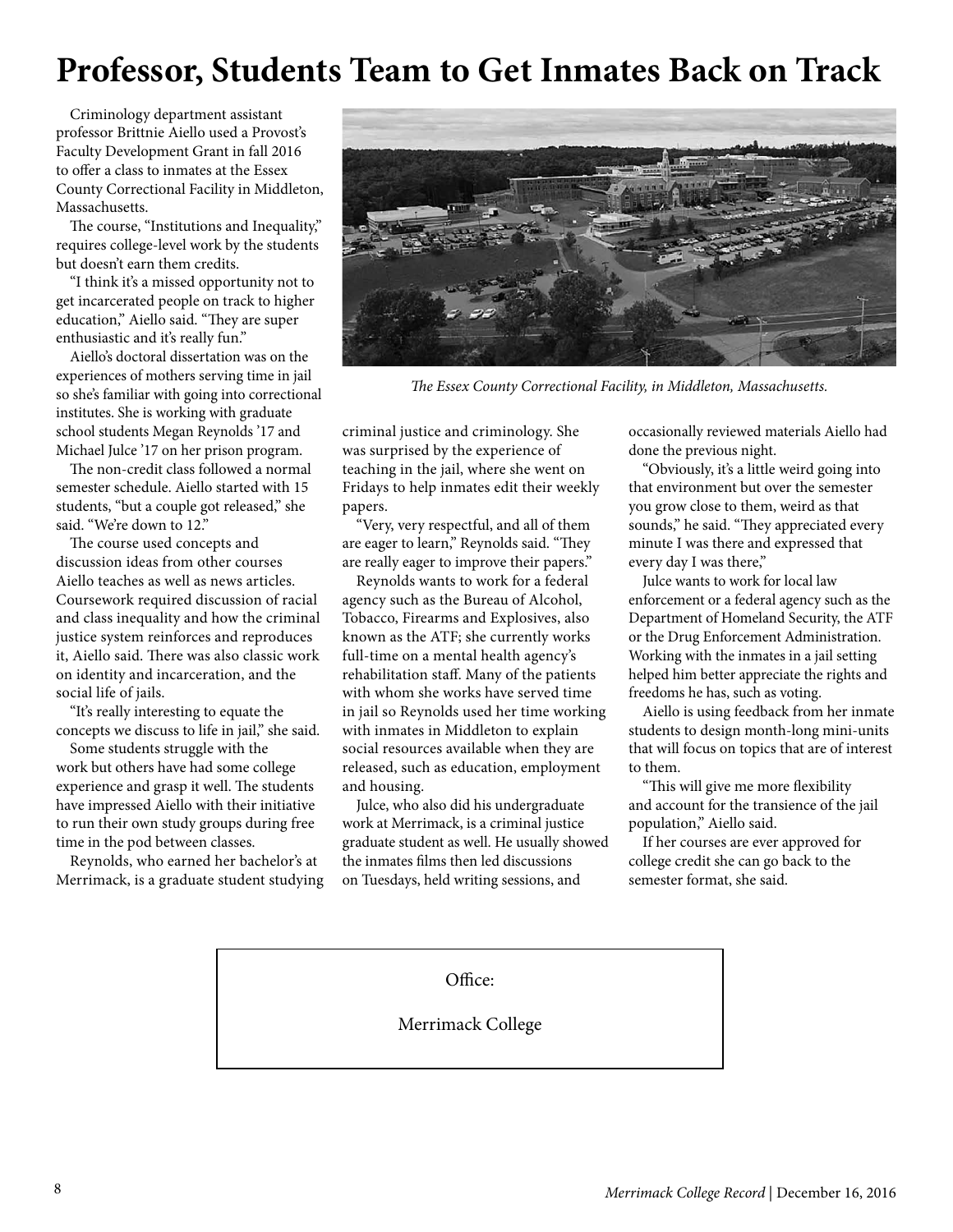# Professor, Students Team to Get Inmates Back on Track

Criminology department assistant professor Brittnie Aiello used a Provost's Faculty Development Grant in fall 2016 to offer a class to inmates at the Essex County Correctional Facility in Middleton, Massachusetts.

The course, "Institutions and Inequality," requires college-level work by the students but doesn't earn them credits.

"I think it's a missed opportunity not to get incarcerated people on track to higher education," Aiello said. "They are super enthusiastic and it's really fun."

Aiello's doctoral dissertation was on the experiences of mothers serving time in jail so she's familiar with going into correctional institutes. She is working with graduate school students Megan Reynolds '17 and Michael Julce '17 on her prison program.

The non-credit class followed a normal semester schedule. Aiello started with 15 students, "but a couple got released," she said. "We're down to 12."

The course used concepts and discussion ideas from other courses Aiello teaches as well as news articles. Coursework required discussion of racial and class inequality and how the criminal justice system reinforces and reproduces it, Aiello said. There was also classic work on identity and incarceration, and the social life of jails.

"It's really interesting to equate the concepts we discuss to life in jail," she said.

Some students struggle with the work but others have had some college experience and grasp it well. The students have impressed Aiello with their initiative to run their own study groups during free time in the pod between classes.

*The Essex County Correctional Facility, in Middleton, Massachusetts.*

Reynolds, who earned her bachelor's at Merrimack, is a graduate student studying criminal justice and criminology. She was surprised by the experience of teaching in the jail, where she went on Fridays to help inmates edit their weekly papers.

"Very, very respectful, and all of them are eager to learn," Reynolds said. "They are really eager to improve their papers."

Reynolds wants to work for a federal agency such as the Bureau of Alcohol, Tobacco, Firearms and Explosives, also known as the ATF; she currently works full-time on a mental health agency's rehabilitation staff. Many of the patients with whom she works have served time in jail so Reynolds used her time working with inmates in Middleton to explain social resources available when they are released, such as education, employment and housing.

Julce, who also did his undergraduate work at Merrimack, is a criminal justice graduate student as well. He usually showed the inmates films then led discussions on Tuesdays, held writing sessions, and occasionally reviewed materials Aiello had done the previous night.

"Obviously, it's a little weird going into that environment but over the semester you grow close to them, weird as that sounds," he said. "They appreciated every minute I was there and expressed that every day I was there,"

Julce wants to work for local law enforcement or a federal agency such as the Department of Homeland Security, the ATF or the Drug Enforcement Administration. Working with the inmates in a jail setting helped him better appreciate the rights and freedoms he has, such as voting.

Aiello is using feedback from her inmate students to design month-long mini-units that will focus on topics that are of interest to them.

"This will give me more flexibility and account for the transience of the jail population," Aiello said.

If her courses are ever approved for college credit she can go back to the semester format, she said.

Office:

Merrimack College